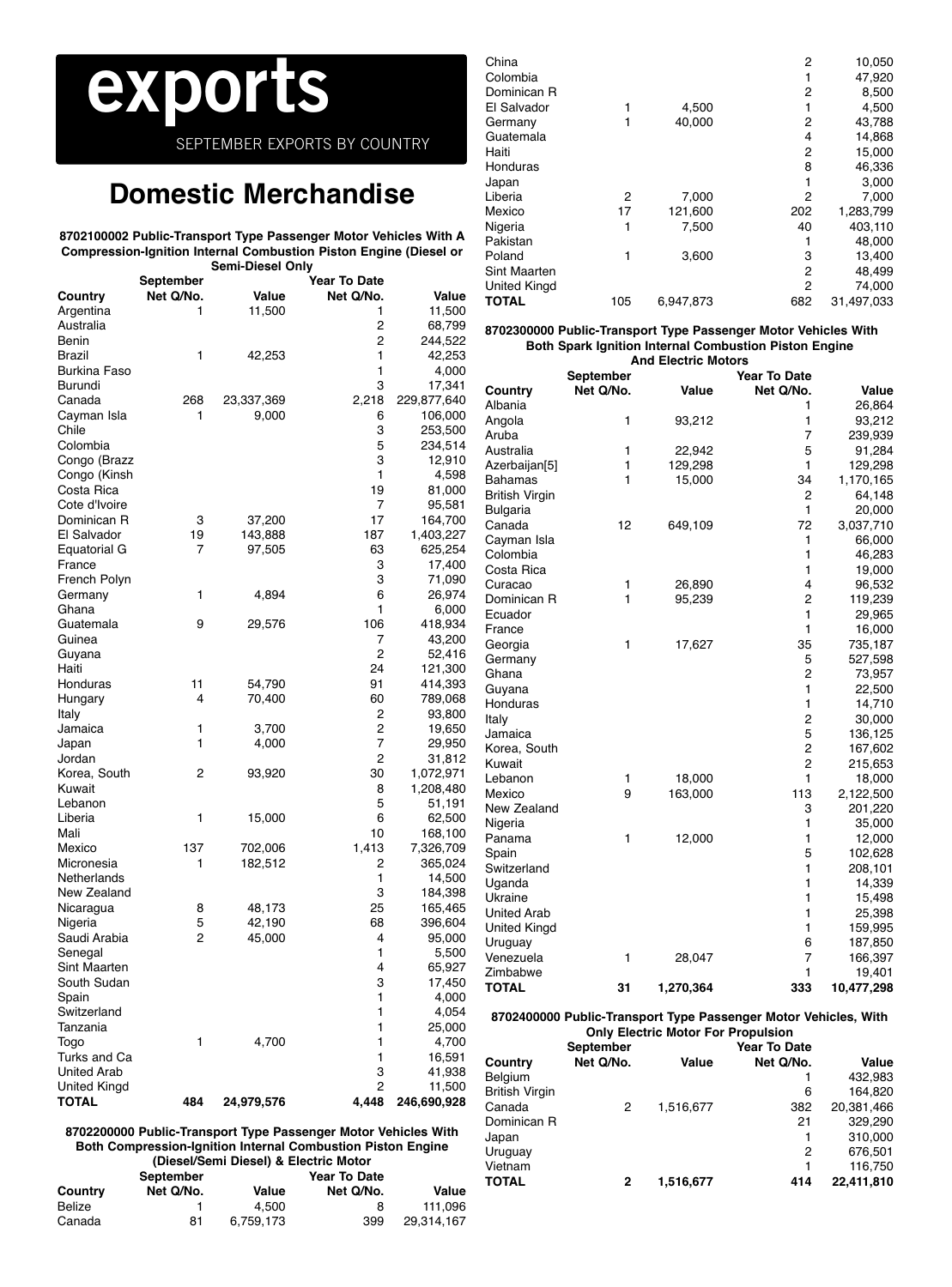# exports

SEPTEMBER EXPORTS BY COUNTRY

## Domestic Merchandise

**8702100002 Public-Transport Type Passenger Motor Vehicles With A Compression-Ignition Internal Combustion Piston Engine (Diesel or Semi-Diesel Only**

| Country | September Net Q/No. | Value | Year To Date Net Q/No. | Value |
|---|---|---|---|---|
| Argentina | 1 | 11,500 | 1 | 11,500 |
| Australia | | | 2 | 68,799 |
| Benin | | | 2 | 244,522 |
| Brazil | 1 | 42,253 | 1 | 42,253 |
| Burkina Faso | | | 1 | 4,000 |
| Burundi | | | 3 | 17,341 |
| Canada | 268 | 23,337,369 | 2,218 | 229,877,640 |
| Cayman Isla | 1 | 9,000 | 6 | 106,000 |
| Chile | | | 3 | 253,500 |
| Colombia | | | 5 | 234,514 |
| Congo (Brazz | | | 3 | 12,910 |
| Congo (Kinsh | | | 1 | 4,598 |
| Costa Rica | | | 19 | 81,000 |
| Cote d'Ivoire | | | 7 | 95,581 |
| Dominican R | 3 | 37,200 | 17 | 164,700 |
| El Salvador | 19 | 143,888 | 187 | 1,403,227 |
| Equatorial G | 7 | 97,505 | 63 | 625,254 |
| France | | | 3 | 17,400 |
| French Polyn | | | 3 | 71,090 |
| Germany | 1 | 4,894 | 6 | 26,974 |
| Ghana | | | 1 | 6,000 |
| Guatemala | 9 | 29,576 | 106 | 418,934 |
| Guinea | | | 7 | 43,200 |
| Guyana | | | 2 | 52,416 |
| Haiti | | | 24 | 121,300 |
| Honduras | 11 | 54,790 | 91 | 414,393 |
| Hungary | 4 | 70,400 | 60 | 789,068 |
| Italy | | | 2 | 93,800 |
| Jamaica | 1 | 3,700 | 2 | 19,650 |
| Japan | 1 | 4,000 | 7 | 29,950 |
| Jordan | | | 2 | 31,812 |
| Korea, South | 2 | 93,920 | 30 | 1,072,971 |
| Kuwait | | | 8 | 1,208,480 |
| Lebanon | | | 5 | 51,191 |
| Liberia | 1 | 15,000 | 6 | 62,500 |
| Mali | | | 10 | 168,100 |
| Mexico | 137 | 702,006 | 1,413 | 7,326,709 |
| Micronesia | 1 | 182,512 | 2 | 365,024 |
| Netherlands | | | 1 | 14,500 |
| New Zealand | | | 3 | 184,398 |
| Nicaragua | 8 | 48,173 | 25 | 165,465 |
| Nigeria | 5 | 42,190 | 68 | 396,604 |
| Saudi Arabia | 2 | 45,000 | 4 | 95,000 |
| Senegal | | | 1 | 5,500 |
| Sint Maarten | | | 4 | 65,927 |
| South Sudan | | | 3 | 17,450 |
| Spain | | | 1 | 4,000 |
| Switzerland | | | 1 | 4,054 |
| Tanzania | | | 1 | 25,000 |
| Togo | 1 | 4,700 | 1 | 4,700 |
| Turks and Ca | | | 1 | 16,591 |
| United Arab | | | 3 | 41,938 |
| United Kingd | | | 2 | 11,500 |
| **TOTAL** | **484** | **24,979,576** | **4,448** | **246,690,928** |

**8702200000 Public-Transport Type Passenger Motor Vehicles With Both Compression-Ignition Internal Combustion Piston Engine (Diesel/Semi Diesel) & Electric Motor**

| Country | September Net Q/No. | Value | Year To Date Net Q/No. | Value |
|---|---|---|---|---|
| Belize | 1 | 4,500 | 8 | 111,096 |
| Canada | 81 | 6,759,173 | 399 | 29,314,167 |
| China | | | 2 | 10,050 |
| Colombia | | | 1 | 47,920 |
| Dominican R | | | 2 | 8,500 |
| El Salvador | 1 | 4,500 | 1 | 4,500 |
| Germany | 1 | 40,000 | 2 | 43,788 |
| Guatemala | | | 4 | 14,868 |
| Haiti | | | 2 | 15,000 |
| Honduras | | | 8 | 46,336 |
| Japan | | | 1 | 3,000 |
| Liberia | 2 | 7,000 | 2 | 7,000 |
| Mexico | 17 | 121,600 | 202 | 1,283,799 |
| Nigeria | 1 | 7,500 | 40 | 403,110 |
| Pakistan | | | 1 | 48,000 |
| Poland | 1 | 3,600 | 3 | 13,400 |
| Sint Maarten | | | 2 | 48,499 |
| United Kingd | | | 2 | 74,000 |
| **TOTAL** | **105** | **6,947,873** | **682** | **31,497,033** |

**8702300000 Public-Transport Type Passenger Motor Vehicles With Both Spark Ignition Internal Combustion Piston Engine And Electric Motors**

| Country | September Net Q/No. | Value | Year To Date Net Q/No. | Value |
|---|---|---|---|---|
| Albania | | | 1 | 26,864 |
| Angola | 1 | 93,212 | 1 | 93,212 |
| Aruba | | | 7 | 239,939 |
| Australia | 1 | 22,942 | 5 | 91,284 |
| Azerbaijan[5] | 1 | 129,298 | 1 | 129,298 |
| Bahamas | 1 | 15,000 | 34 | 1,170,165 |
| British Virgin | | | 2 | 64,148 |
| Bulgaria | | | 1 | 20,000 |
| Canada | 12 | 649,109 | 72 | 3,037,710 |
| Cayman Isla | | | 1 | 66,000 |
| Colombia | | | 1 | 46,283 |
| Costa Rica | | | 1 | 19,000 |
| Curacao | 1 | 26,890 | 4 | 96,532 |
| Dominican R | 1 | 95,239 | 2 | 119,239 |
| Ecuador | | | 1 | 29,965 |
| France | | | 1 | 16,000 |
| Georgia | 1 | 17,627 | 35 | 735,187 |
| Germany | | | 5 | 527,598 |
| Ghana | | | 2 | 73,957 |
| Guyana | | | 1 | 22,500 |
| Honduras | | | 1 | 14,710 |
| Italy | | | 2 | 30,000 |
| Jamaica | | | 5 | 136,125 |
| Korea, South | | | 2 | 167,602 |
| Kuwait | | | 2 | 215,653 |
| Lebanon | 1 | 18,000 | 1 | 18,000 |
| Mexico | 9 | 163,000 | 113 | 2,122,500 |
| New Zealand | | | 3 | 201,220 |
| Nigeria | | | 1 | 35,000 |
| Panama | 1 | 12,000 | 1 | 12,000 |
| Spain | | | 5 | 102,628 |
| Switzerland | | | 1 | 208,101 |
| Uganda | | | 1 | 14,339 |
| Ukraine | | | 1 | 15,498 |
| United Arab | | | 1 | 25,398 |
| United Kingd | | | 1 | 159,995 |
| Uruguay | | | 6 | 187,850 |
| Venezuela | 1 | 28,047 | 7 | 166,397 |
| Zimbabwe | | | 1 | 19,401 |
| **TOTAL** | **31** | **1,270,364** | **333** | **10,477,298** |

**8702400000 Public-Transport Type Passenger Motor Vehicles, With Only Electric Motor For Propulsion**

| Country | September Net Q/No. | Value | Year To Date Net Q/No. | Value |
|---|---|---|---|---|
| Belgium | | | 1 | 432,983 |
| British Virgin | | | 6 | 164,820 |
| Canada | 2 | 1,516,677 | 382 | 20,381,466 |
| Dominican R | | | 21 | 329,290 |
| Japan | | | 1 | 310,000 |
| Uruguay | | | 2 | 676,501 |
| Vietnam | | | 1 | 116,750 |
| **TOTAL** | **2** | **1,516,677** | **414** | **22,411,810** |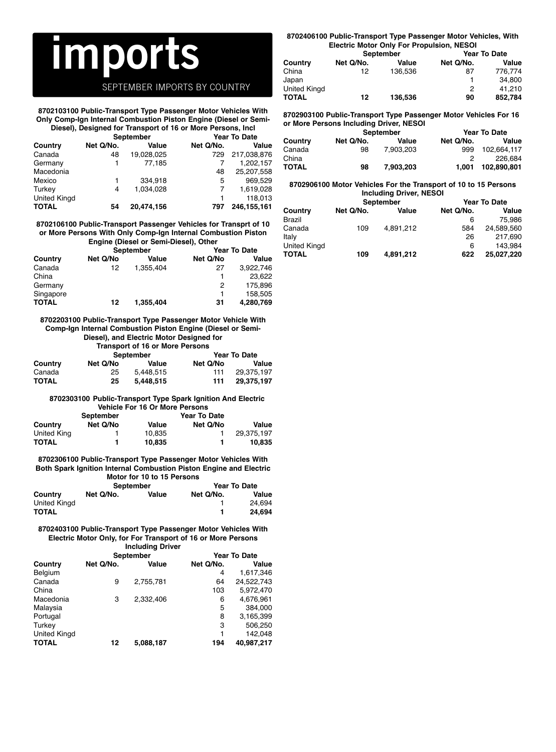# imports

SEPTEMBER IMPORTS BY COUNTRY

### 8702103100 Public-Transport Type Passenger Motor Vehicles With Only Comp-Ign Internal Combustion Piston Engine (Diesel or Semi-Diesel), Designed for Transport of 16 or More Persons, Incl

| | September | | Year To Date | |
|---|---|---|---|---|
| Country | Net Q/No. | Value | Net Q/No. | Value |
| Canada | 48 | 19,028,025 | 729 | 217,038,876 |
| Germany | 1 | 77,185 | 7 | 1,202,157 |
| Macedonia | | | 48 | 25,207,558 |
| Mexico | 1 | 334,918 | 5 | 969,529 |
| Turkey | 4 | 1,034,028 | 7 | 1,619,028 |
| United Kingd | | | 1 | 118,013 |
| **TOTAL** | **54** | **20,474,156** | **797** | **246,155,161** |

### 8702106100 Public-Transport Passenger Vehicles for Transprt of 10 or More Persons With Only Comp-Ign Internal Combustion Piston Engine (Diesel or Semi-Diesel), Other

| | September | | Year To Date | |
|---|---|---|---|---|
| Country | Net Q/No | Value | Net Q/No | Value |
| Canada | 12 | 1,355,404 | 27 | 3,922,746 |
| China | | | 1 | 23,622 |
| Germany | | | 2 | 175,896 |
| Singapore | | | 1 | 158,505 |
| **TOTAL** | **12** | **1,355,404** | **31** | **4,280,769** |

### 8702203100 Public-Transport Type Passenger Motor Vehicle With Comp-Ign Internal Combustion Piston Engine (Diesel or Semi-Diesel), and Electric Motor Designed for Transport of 16 or More Persons

| | September | | Year To Date | |
|---|---|---|---|---|
| Country | Net Q/No | Value | Net Q/No | Value |
| Canada | 25 | 5,448,515 | 111 | 29,375,197 |
| **TOTAL** | **25** | **5,448,515** | **111** | **29,375,197** |

### 8702303100 Public-Transport Type Spark Ignition And Electric Vehicle For 16 Or More Persons

| | September | | Year To Date | |
|---|---|---|---|---|
| Country | Net Q/No | Value | Net Q/No | Value |
| United King | 1 | 10,835 | 1 | 29,375,197 |
| **TOTAL** | **1** | **10,835** | **1** | **10,835** |

### 8702306100 Public-Transport Type Passenger Motor Vehicles With Both Spark Ignition Internal Combustion Piston Engine and Electric Motor for 10 to 15 Persons

| | September | | Year To Date | |
|---|---|---|---|---|
| Country | Net Q/No. | Value | Net Q/No. | Value |
| United Kingd | | | 1 | 24,694 |
| **TOTAL** | | | **1** | **24,694** |

### 8702403100 Public-Transport Type Passenger Motor Vehicles With Electric Motor Only, for For Transport of 16 or More Persons Including Driver

| | September | | Year To Date | |
|---|---|---|---|---|
| Country | Net Q/No. | Value | Net Q/No. | Value |
| Belgium | | | 4 | 1,617,346 |
| Canada | 9 | 2,755,781 | 64 | 24,522,743 |
| China | | | 103 | 5,972,470 |
| Macedonia | 3 | 2,332,406 | 6 | 4,676,961 |
| Malaysia | | | 5 | 384,000 |
| Portugal | | | 8 | 3,165,399 |
| Turkey | | | 3 | 506,250 |
| United Kingd | | | 1 | 142,048 |
| **TOTAL** | **12** | **5,088,187** | **194** | **40,987,217** |

### 8702406100 Public-Transport Type Passenger Motor Vehicles, With Electric Motor Only For Propulsion, NESOI

| | September | | Year To Date | |
|---|---|---|---|---|
| Country | Net Q/No. | Value | Net Q/No. | Value |
| China | 12 | 136,536 | 87 | 776,774 |
| Japan | | | 1 | 34,800 |
| United Kingd | | | 2 | 41,210 |
| **TOTAL** | **12** | **136,536** | **90** | **852,784** |

### 8702903100 Public-Transport Type Passenger Motor Vehicles For 16 or More Persons Including Driver, NESOI

| | September | | Year To Date | |
|---|---|---|---|---|
| Country | Net Q/No. | Value | Net Q/No. | Value |
| Canada | 98 | 7,903,203 | 999 | 102,664,117 |
| China | | | 2 | 226,684 |
| **TOTAL** | **98** | **7,903,203** | **1,001** | **102,890,801** |

### 8702906100 Motor Vehicles For the Transport of 10 to 15 Persons Including Driver, NESOI

| | September | | Year To Date | |
|---|---|---|---|---|
| Country | Net Q/No. | Value | Net Q/No. | Value |
| Brazil | | | 6 | 75,986 |
| Canada | 109 | 4,891,212 | 584 | 24,589,560 |
| Italy | | | 26 | 217,690 |
| United Kingd | | | 6 | 143,984 |
| **TOTAL** | **109** | **4,891,212** | **622** | **25,027,220** |